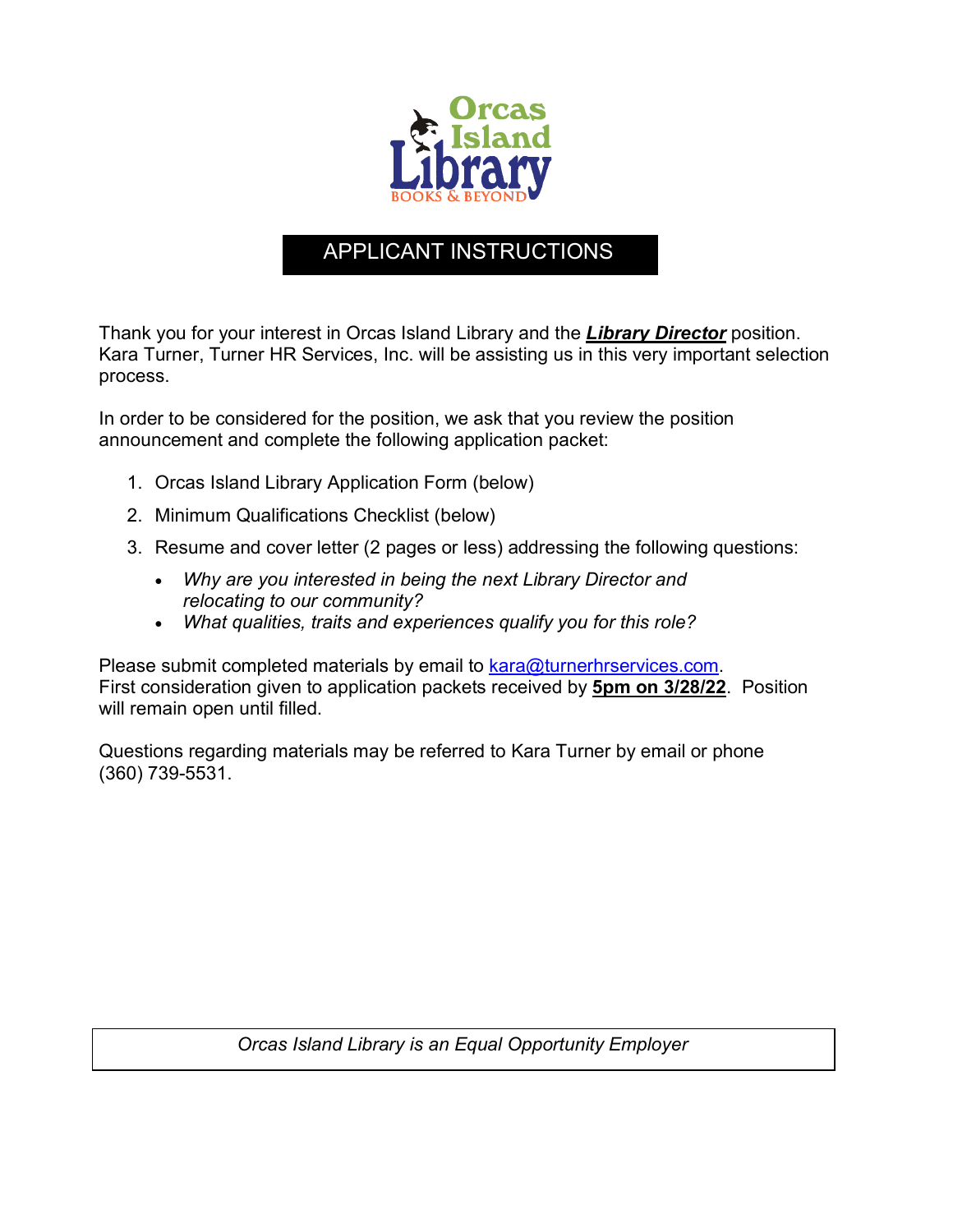# APPLICANT INSTRUCTIONS

Thank you for your interest in Orcas Island Library and the ***Library Director*** position. Kara Turner, Turner HR Services, Inc. will be assisting us in this very important selection process.

In order to be considered for the position, we ask that you review the position announcement and complete the following application packet:

1. Orcas Island Library Application Form (below)
2. Minimum Qualifications Checklist (below)
3. Resume and cover letter (2 pages or less) addressing the following questions:
   - *Why are you interested in being the next Library Director and relocating to our community?*
   - *What qualities, traits and experiences qualify you for this role?*

Please submit completed materials by email to kara@turnerhrservices.com.
First consideration given to application packets received by **5pm on 3/28/22**. Position will remain open until filled.

Questions regarding materials may be referred to Kara Turner by email or phone (360) 739-5531.

*Orcas Island Library is an Equal Opportunity Employer*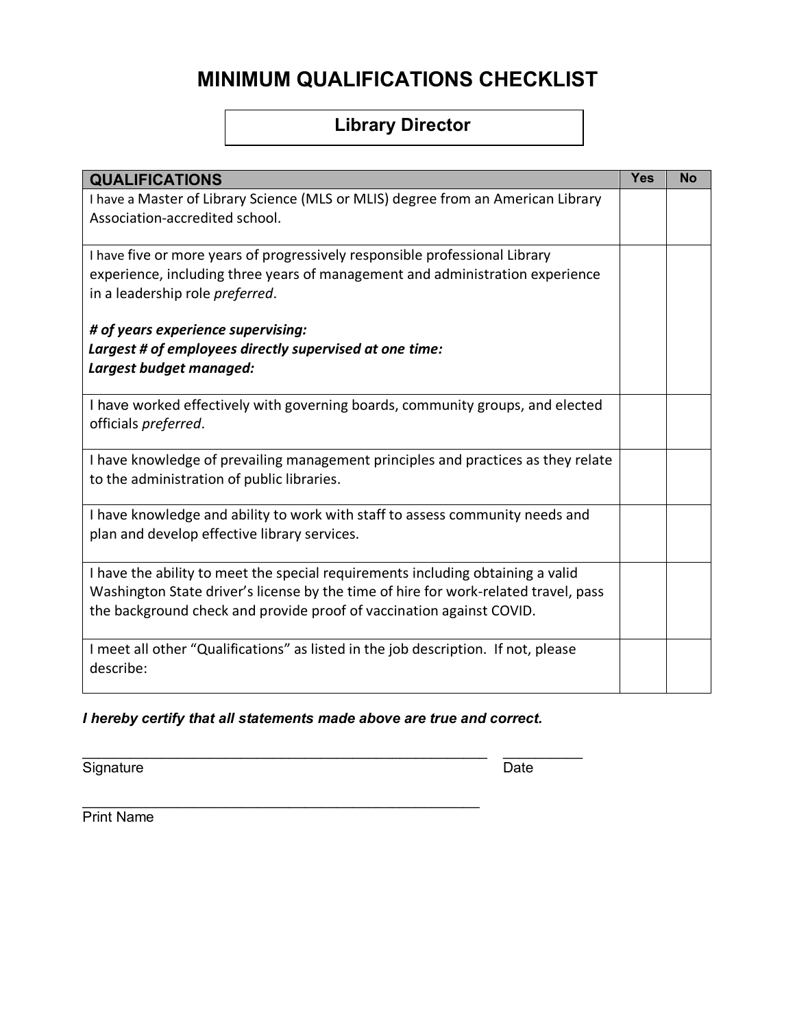# MINIMUM QUALIFICATIONS CHECKLIST

## Library Director

| QUALIFICATIONS | Yes | No |
|---|---|---|
| I have a Master of Library Science (MLS or MLIS) degree from an American Library Association-accredited school. | | |
| I have five or more years of progressively responsible professional Library experience, including three years of management and administration experience in a leadership role *preferred*.<br><br>***# of years experience supervising:***<br>***Largest # of employees directly supervised at one time:***<br>***Largest budget managed:*** | | |
| I have worked effectively with governing boards, community groups, and elected officials *preferred*. | | |
| I have knowledge of prevailing management principles and practices as they relate to the administration of public libraries. | | |
| I have knowledge and ability to work with staff to assess community needs and plan and develop effective library services. | | |
| I have the ability to meet the special requirements including obtaining a valid Washington State driver's license by the time of hire for work-related travel, pass the background check and provide proof of vaccination against COVID. | | |
| I meet all other "Qualifications" as listed in the job description. If not, please describe: | | |

***I hereby certify that all statements made above are true and correct.***

_____________________________________________________ __________
Signature Date

_____________________________________________________
Print Name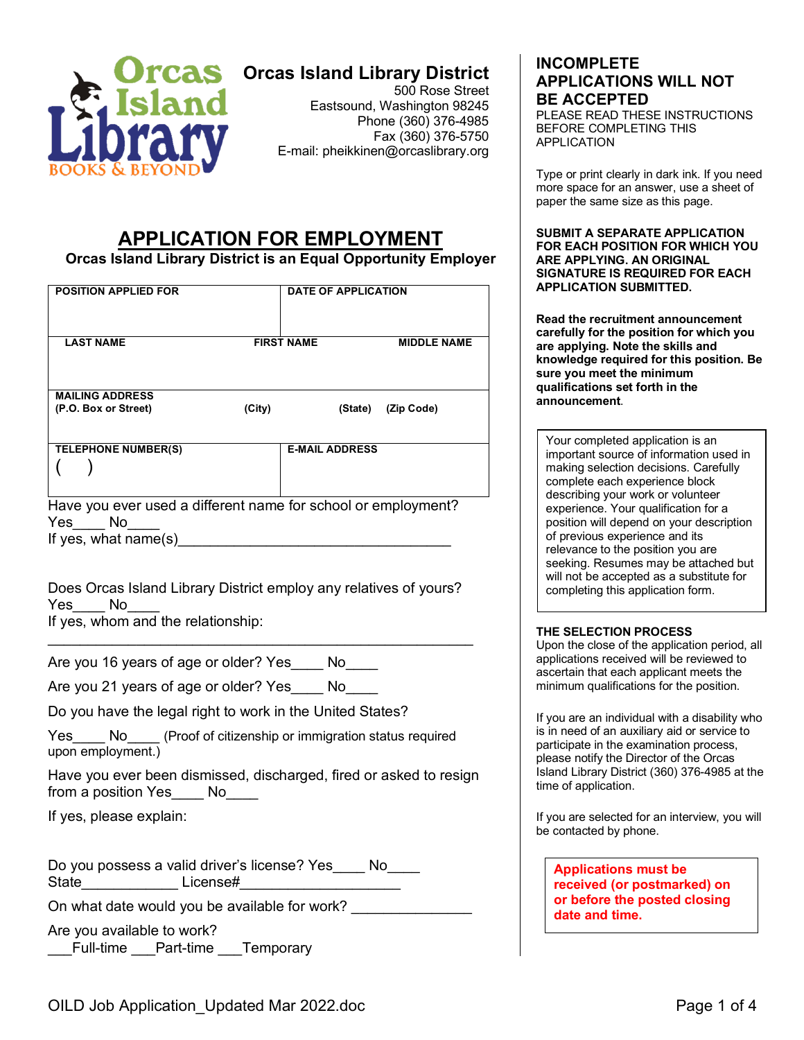# Orcas Island Library District

500 Rose Street
Eastsound, Washington 98245
Phone (360) 376-4985
Fax (360) 376-5750
E-mail: pheikkinen@orcaslibrary.org

## APPLICATION FOR EMPLOYMENT

**Orcas Island Library District is an Equal Opportunity Employer**

| POSITION APPLIED FOR | | DATE OF APPLICATION |
|---|---|---|
| **LAST NAME** | **FIRST NAME** | **MIDDLE NAME** |
| **MAILING ADDRESS (P.O. Box or Street)** | **(City)** | **(State) (Zip Code)** |
| **TELEPHONE NUMBER(S)** ( ) | | **E-MAIL ADDRESS** |

Have you ever used a different name for school or employment?
Yes____ No____
If yes, what name(s)___________________________________

Does Orcas Island Library District employ any relatives of yours?
Yes____ No____
If yes, whom and the relationship:
_______________________________________________________

Are you 16 years of age or older? Yes____ No____

Are you 21 years of age or older? Yes____ No____

Do you have the legal right to work in the United States?

Yes____ No____ (Proof of citizenship or immigration status required upon employment.)

Have you ever been dismissed, discharged, fired or asked to resign from a position Yes____ No____

If yes, please explain:

Do you possess a valid driver's license? Yes____ No____
State____________ License#____________________

On what date would you be available for work? _______________

Are you available to work?
___Full-time ___Part-time ___Temporary

## INCOMPLETE APPLICATIONS WILL NOT BE ACCEPTED

PLEASE READ THESE INSTRUCTIONS BEFORE COMPLETING THIS APPLICATION

Type or print clearly in dark ink. If you need more space for an answer, use a sheet of paper the same size as this page.

**SUBMIT A SEPARATE APPLICATION FOR EACH POSITION FOR WHICH YOU ARE APPLYING. AN ORIGINAL SIGNATURE IS REQUIRED FOR EACH APPLICATION SUBMITTED.**

**Read the recruitment announcement carefully for the position for which you are applying. Note the skills and knowledge required for this position. Be sure you meet the minimum qualifications set forth in the announcement**.

Your completed application is an important source of information used in making selection decisions. Carefully complete each experience block describing your work or volunteer experience. Your qualification for a position will depend on your description of previous experience and its relevance to the position you are seeking. Resumes may be attached but will not be accepted as a substitute for completing this application form.

**THE SELECTION PROCESS**

Upon the close of the application period, all applications received will be reviewed to ascertain that each applicant meets the minimum qualifications for the position.

If you are an individual with a disability who is in need of an auxiliary aid or service to participate in the examination process, please notify the Director of the Orcas Island Library District (360) 376-4985 at the time of application.

If you are selected for an interview, you will be contacted by phone.

**Applications must be received (or postmarked) on or before the posted closing date and time.**

OILD Job Application_Updated Mar 2022.doc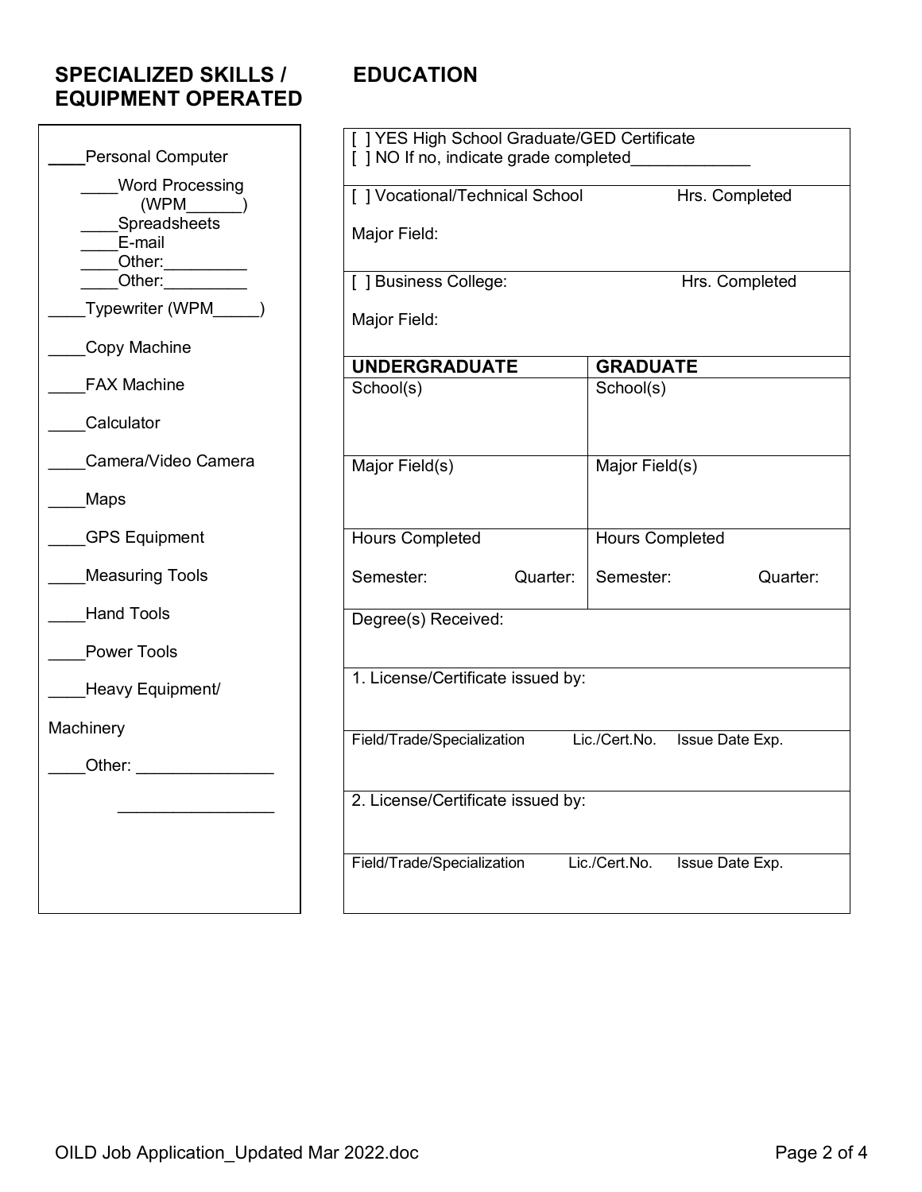## SPECIALIZED SKILLS / EQUIPMENT OPERATED

____Personal Computer

- ____Word Processing (WPM______)
- ____Spreadsheets
- ____E-mail
- ____Other:_________
- ____Other:_________

____Typewriter (WPM_____)

____Copy Machine

____FAX Machine

____Calculator

____Camera/Video Camera

____Maps

____GPS Equipment

____Measuring Tools

____Hand Tools

____Power Tools

____Heavy Equipment/ Machinery

____Other: _______________

_________________

## EDUCATION

[ ] YES High School Graduate/GED Certificate
[ ] NO If no, indicate grade completed_____________

[ ] Vocational/Technical School Hrs. Completed

Major Field:

[ ] Business College: Hrs. Completed

Major Field:

| **UNDERGRADUATE** | | **GRADUATE** | |
|---|---|---|---|
| School(s) | | School(s) | |
| Major Field(s) | | Major Field(s) | |
| Hours Completed | | Hours Completed | |
| Semester: | Quarter: | Semester: | Quarter: |

Degree(s) Received:

1. License/Certificate issued by:

| Field/Trade/Specialization | Lic./Cert.No. | Issue Date Exp. |
|---|---|---|
| | | |

2. License/Certificate issued by:

| Field/Trade/Specialization | Lic./Cert.No. | Issue Date Exp. |
|---|---|---|
| | | |

OILD Job Application_Updated Mar 2022.doc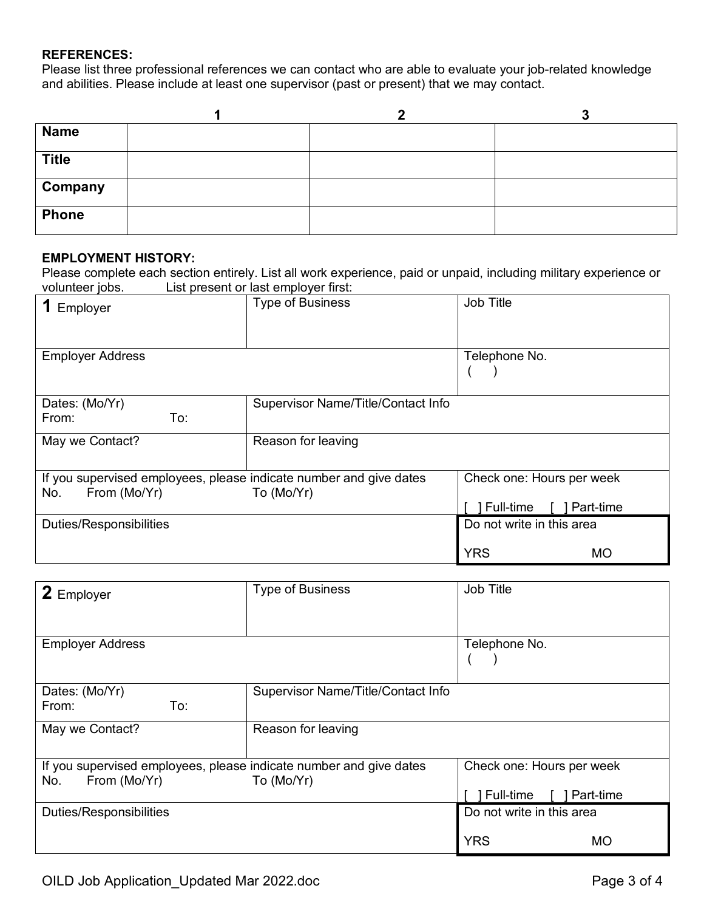**REFERENCES:**
Please list three professional references we can contact who are able to evaluate your job-related knowledge and abilities. Please include at least one supervisor (past or present) that we may contact.

| | 1 | 2 | 3 |
|---|---|---|---|
| **Name** | | | |
| **Title** | | | |
| **Company** | | | |
| **Phone** | | | |

**EMPLOYMENT HISTORY:**
Please complete each section entirely. List all work experience, paid or unpaid, including military experience or volunteer jobs. List present or last employer first:

| **1** Employer | Type of Business | Job Title |
|---|---|---|
| Employer Address | | Telephone No. ( ) |
| Dates: (Mo/Yr) From: To: | Supervisor Name/Title/Contact Info | |
| May we Contact? | Reason for leaving | |
| If you supervised employees, please indicate number and give dates No. From (Mo/Yr) | To (Mo/Yr) | Check one: Hours per week [ ] Full-time [ ] Part-time |
| Duties/Responsibilities | | Do not write in this area YRS MO |

| **2** Employer | Type of Business | Job Title |
|---|---|---|
| Employer Address | | Telephone No. ( ) |
| Dates: (Mo/Yr) From: To: | Supervisor Name/Title/Contact Info | |
| May we Contact? | Reason for leaving | |
| If you supervised employees, please indicate number and give dates No. From (Mo/Yr) | To (Mo/Yr) | Check one: Hours per week [ ] Full-time [ ] Part-time |
| Duties/Responsibilities | | Do not write in this area YRS MO |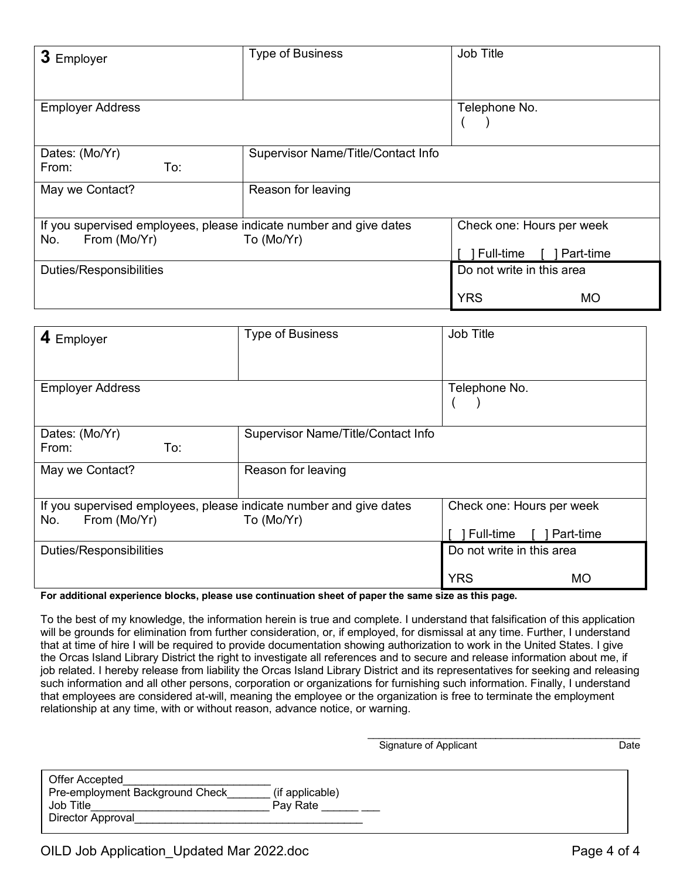| | | |
|---|---|---|
| **3** Employer | Type of Business | Job Title |
| Employer Address | | Telephone No. ( ) |
| Dates: (Mo/Yr) From: To: | Supervisor Name/Title/Contact Info | |
| May we Contact? | Reason for leaving | |
| If you supervised employees, please indicate number and give dates No. From (Mo/Yr) To (Mo/Yr) | | Check one: Hours per week [ ] Full-time [ ] Part-time |
| Duties/Responsibilities | | Do not write in this area YRS MO |

| | | |
|---|---|---|
| **4** Employer | Type of Business | Job Title |
| Employer Address | | Telephone No. ( ) |
| Dates: (Mo/Yr) From: To: | Supervisor Name/Title/Contact Info | |
| May we Contact? | Reason for leaving | |
| If you supervised employees, please indicate number and give dates No. From (Mo/Yr) To (Mo/Yr) | | Check one: Hours per week [ ] Full-time [ ] Part-time |
| Duties/Responsibilities | | Do not write in this area YRS MO |

**For additional experience blocks, please use continuation sheet of paper the same size as this page.**

To the best of my knowledge, the information herein is true and complete. I understand that falsification of this application will be grounds for elimination from further consideration, or, if employed, for dismissal at any time. Further, I understand that at time of hire I will be required to provide documentation showing authorization to work in the United States. I give the Orcas Island Library District the right to investigate all references and to secure and release information about me, if job related. I hereby release from liability the Orcas Island Library District and its representatives for seeking and releasing such information and all other persons, corporation or organizations for furnishing such information. Finally, I understand that employees are considered at-will, meaning the employee or the organization is free to terminate the employment relationship at any time, with or without reason, advance notice, or warning.

\_\_\_\_\_\_\_\_\_\_\_\_\_\_\_\_\_\_\_\_\_\_\_\_\_\_\_\_\_\_\_\_\_\_\_\_\_\_\_\_\_\_\_\_
Signature of Applicant Date

Offer Accepted\_\_\_\_\_\_\_\_\_\_\_\_\_\_\_\_\_\_\_\_\_\_\_\_
Pre-employment Background Check\_\_\_\_\_\_\_ (if applicable)
Job Title\_\_\_\_\_\_\_\_\_\_\_\_\_\_\_\_\_\_\_\_\_\_\_\_\_\_\_\_\_ Pay Rate \_\_\_\_\_\_ \_\_\_
Director Approval\_\_\_\_\_\_\_\_\_\_\_\_\_\_\_\_\_\_\_\_\_\_\_\_\_\_\_\_\_\_\_\_\_\_\_\_\_\_

OILD Job Application_Updated Mar 2022.doc